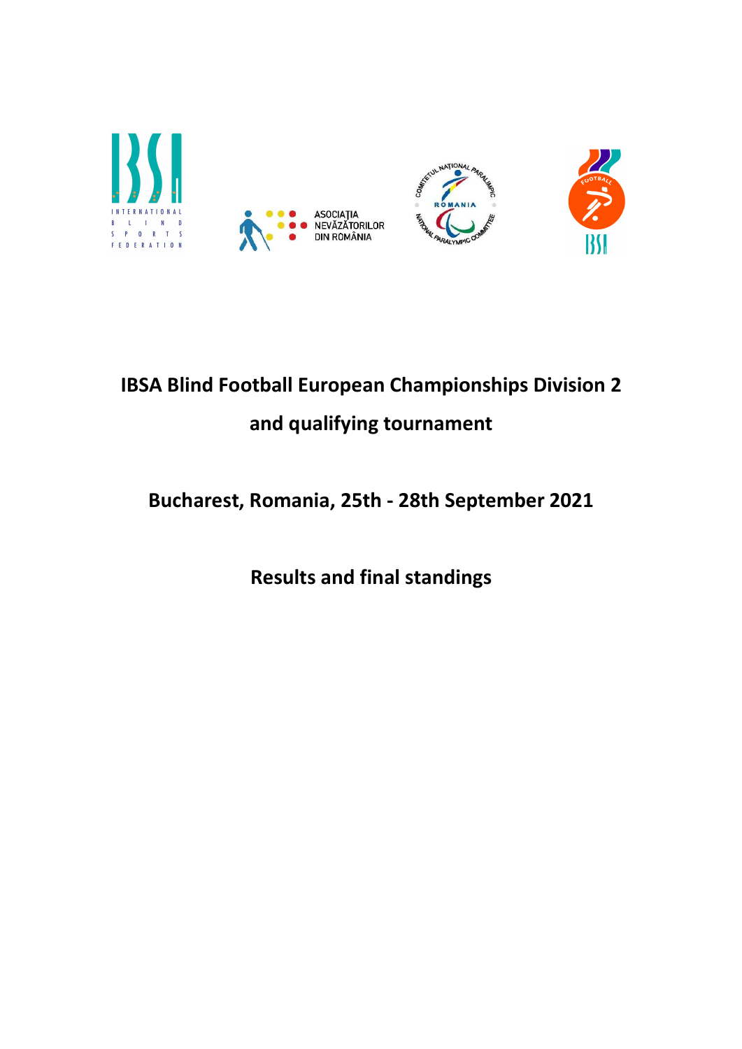# IBSA Blind Football European Championships Division 2 and qualifying tournament

## Bucharest, Romania, 25th - 28th September 2021

## Results and final standings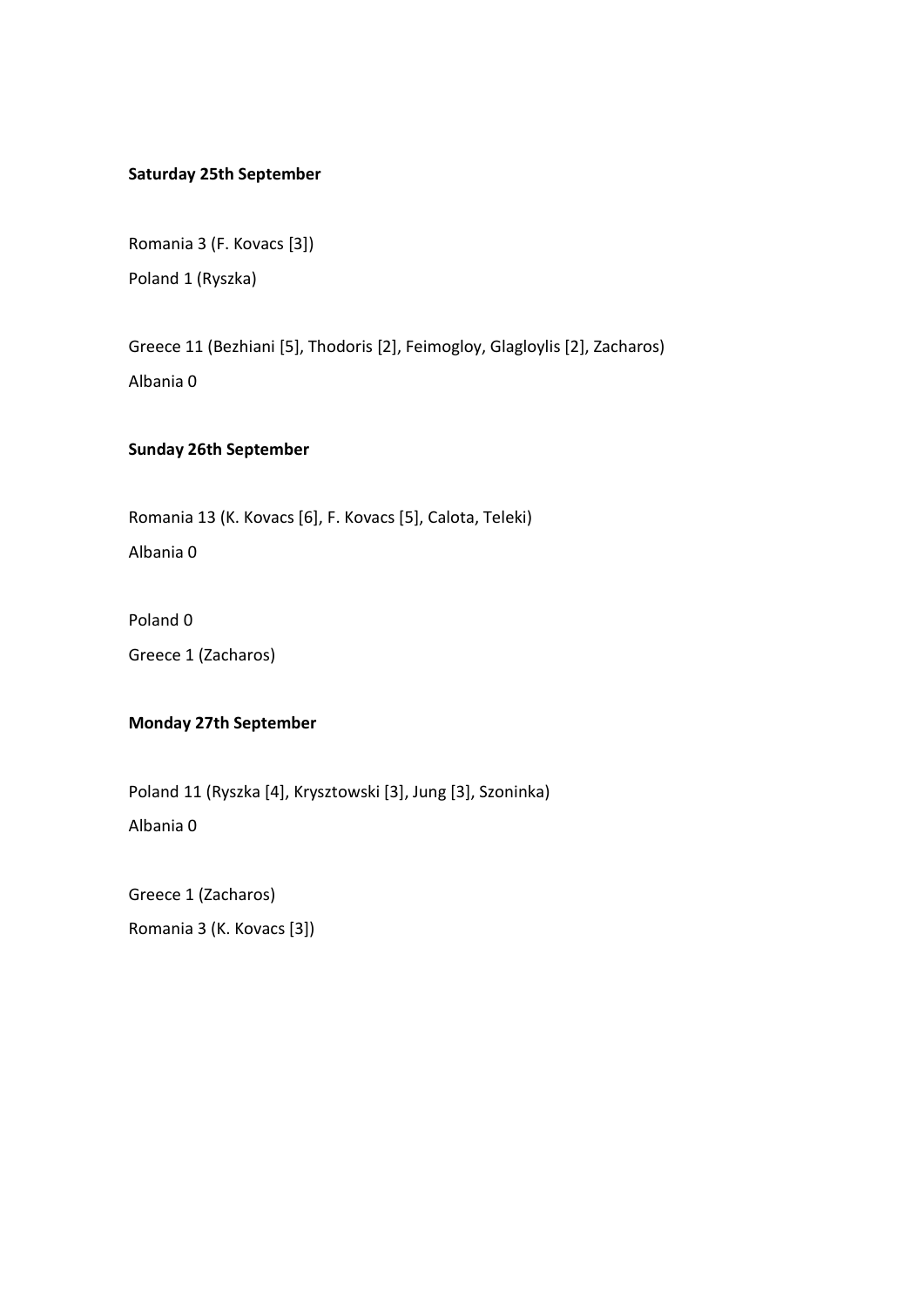**Saturday 25th September**

Romania 3 (F. Kovacs [3])

Poland 1 (Ryszka)

Greece 11 (Bezhiani [5], Thodoris [2], Feimogloy, Glagloylis [2], Zacharos)

Albania 0

**Sunday 26th September**

Romania 13 (K. Kovacs [6], F. Kovacs [5], Calota, Teleki)

Albania 0

Poland 0

Greece 1 (Zacharos)

**Monday 27th September**

Poland 11 (Ryszka [4], Krysztowski [3], Jung [3], Szoninka)

Albania 0

Greece 1 (Zacharos)

Romania 3 (K. Kovacs [3])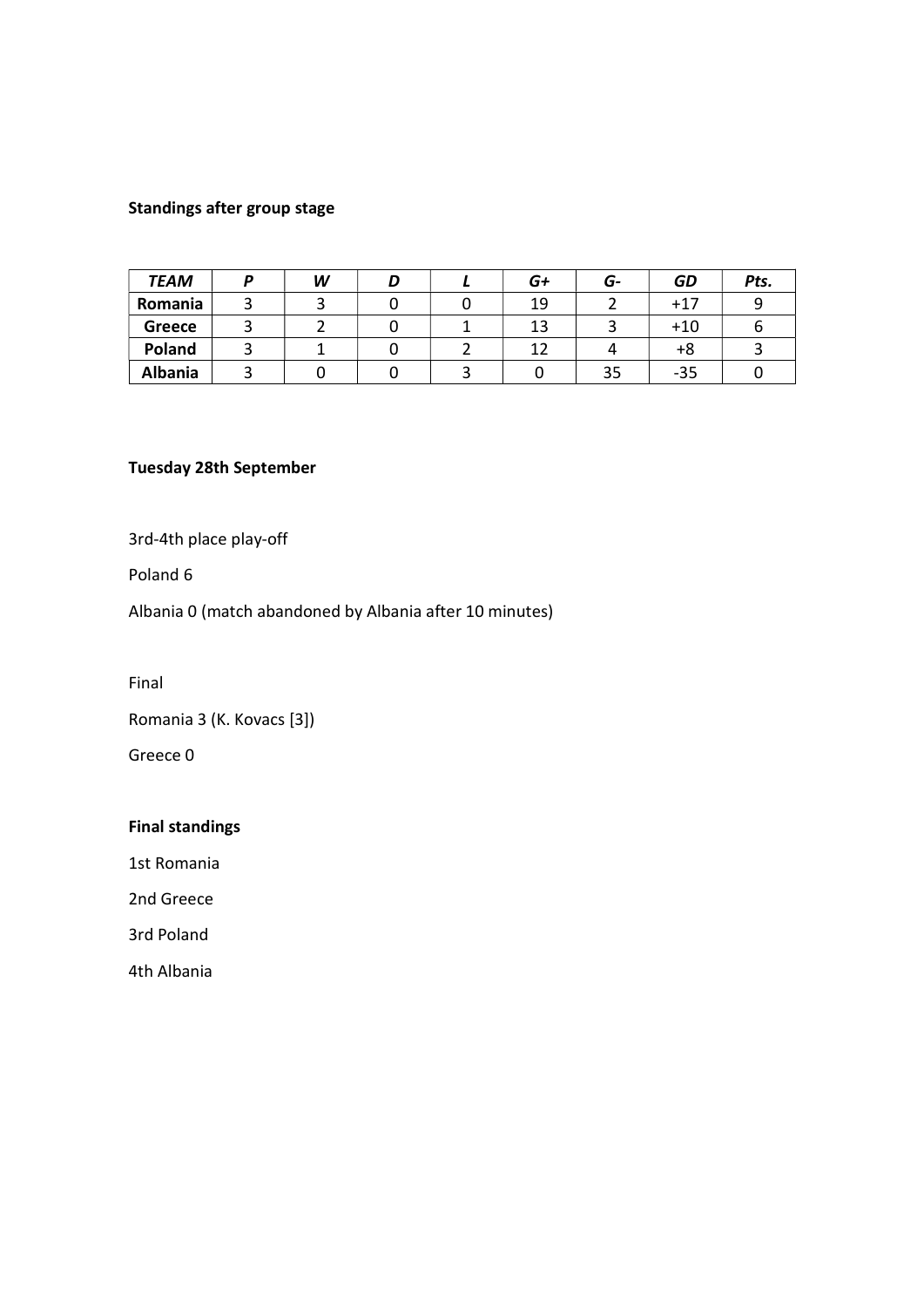**Standings after group stage**

| *TEAM* | *P* | *W* | *D* | *L* | *G+* | *G-* | *GD* | *Pts.* |
|---|---|---|---|---|---|---|---|---|
| **Romania** | 3 | 3 | 0 | 0 | 19 | 2 | +17 | 9 |
| **Greece** | 3 | 2 | 0 | 1 | 13 | 3 | +10 | 6 |
| **Poland** | 3 | 1 | 0 | 2 | 12 | 4 | +8 | 3 |
| **Albania** | 3 | 0 | 0 | 3 | 0 | 35 | -35 | 0 |

**Tuesday 28th September**

3rd-4th place play-off

Poland 6

Albania 0 (match abandoned by Albania after 10 minutes)

Final

Romania 3 (K. Kovacs [3])

Greece 0

**Final standings**

1st Romania

2nd Greece

3rd Poland

4th Albania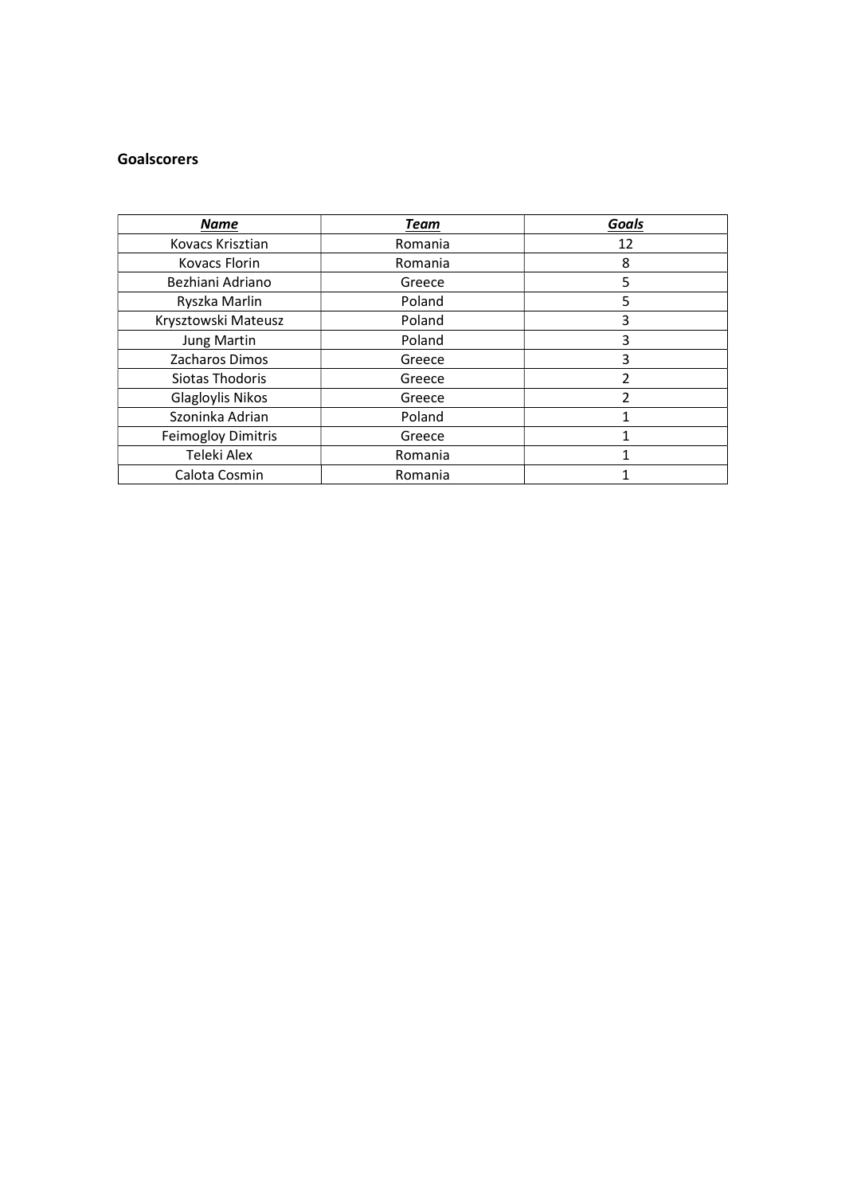**Goalscorers**

| ***Name*** | ***Team*** | ***Goals*** |
|---|---|---|
| Kovacs Krisztian | Romania | 12 |
| Kovacs Florin | Romania | 8 |
| Bezhiani Adriano | Greece | 5 |
| Ryszka Marlin | Poland | 5 |
| Krysztowski Mateusz | Poland | 3 |
| Jung Martin | Poland | 3 |
| Zacharos Dimos | Greece | 3 |
| Siotas Thodoris | Greece | 2 |
| Glagloylis Nikos | Greece | 2 |
| Szoninka Adrian | Poland | 1 |
| Feimogloy Dimitris | Greece | 1 |
| Teleki Alex | Romania | 1 |
| Calota Cosmin | Romania | 1 |